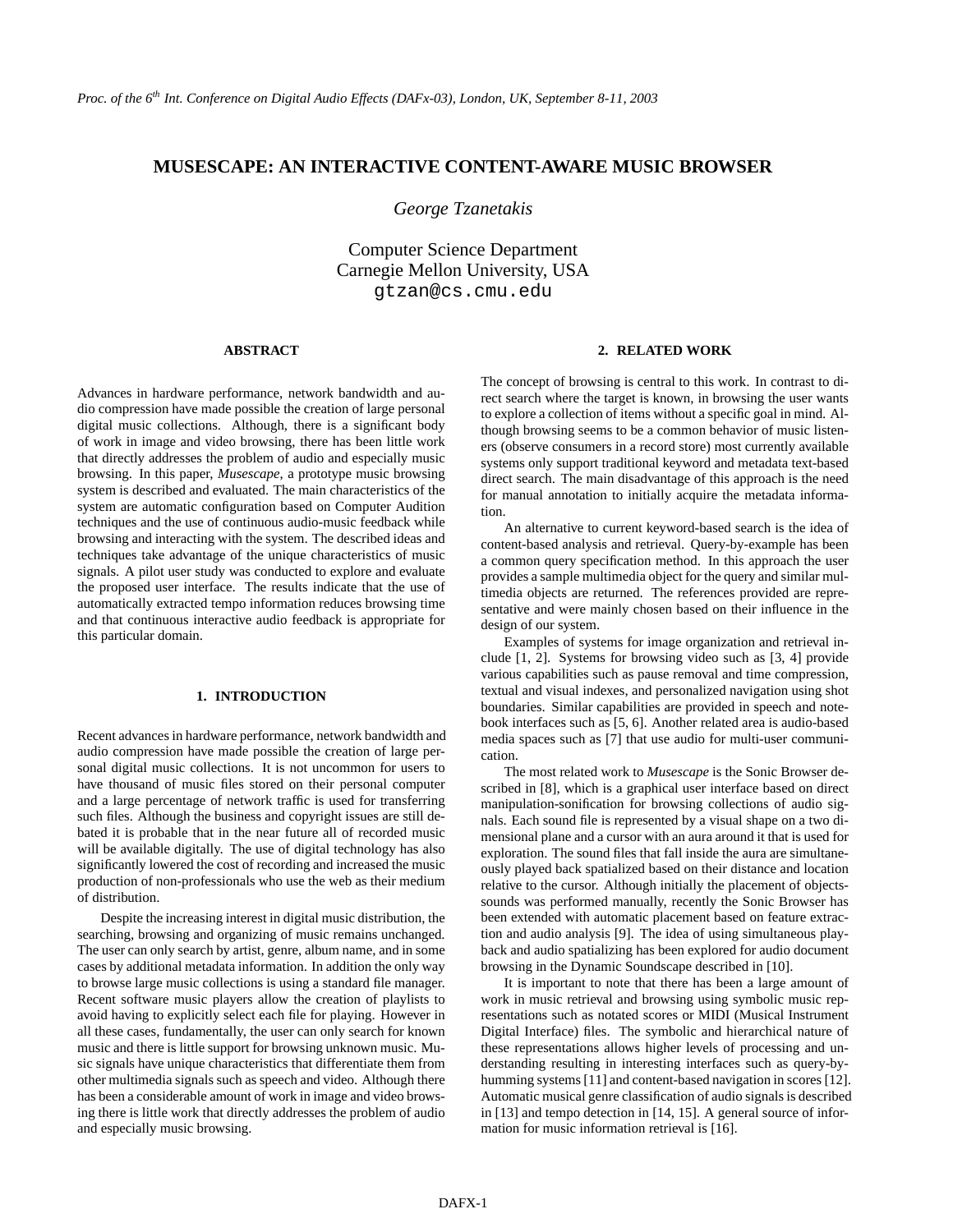# MUSESCAPE: AN INTERACTIVE CONTENT-AWARE MUSIC BROWSER

*George Tzanetakis*

Computer Science Department
Carnegie Mellon University, USA
gtzan@cs.cmu.edu

## ABSTRACT

Advances in hardware performance, network bandwidth and audio compression have made possible the creation of large personal digital music collections. Although, there is a significant body of work in image and video browsing, there has been little work that directly addresses the problem of audio and especially music browsing. In this paper, *Musescape*, a prototype music browsing system is described and evaluated. The main characteristics of the system are automatic configuration based on Computer Audition techniques and the use of continuous audio-music feedback while browsing and interacting with the system. The described ideas and techniques take advantage of the unique characteristics of music signals. A pilot user study was conducted to explore and evaluate the proposed user interface. The results indicate that the use of automatically extracted tempo information reduces browsing time and that continuous interactive audio feedback is appropriate for this particular domain.

## 1. INTRODUCTION

Recent advances in hardware performance, network bandwidth and audio compression have made possible the creation of large personal digital music collections. It is not uncommon for users to have thousand of music files stored on their personal computer and a large percentage of network traffic is used for transferring such files. Although the business and copyright issues are still debated it is probable that in the near future all of recorded music will be available digitally. The use of digital technology has also significantly lowered the cost of recording and increased the music production of non-professionals who use the web as their medium of distribution.

Despite the increasing interest in digital music distribution, the searching, browsing and organizing of music remains unchanged. The user can only search by artist, genre, album name, and in some cases by additional metadata information. In addition the only way to browse large music collections is using a standard file manager. Recent software music players allow the creation of playlists to avoid having to explicitly select each file for playing. However in all these cases, fundamentally, the user can only search for known music and there is little support for browsing unknown music. Music signals have unique characteristics that differentiate them from other multimedia signals such as speech and video. Although there has been a considerable amount of work in image and video browsing there is little work that directly addresses the problem of audio and especially music browsing.

## 2. RELATED WORK

The concept of browsing is central to this work. In contrast to direct search where the target is known, in browsing the user wants to explore a collection of items without a specific goal in mind. Although browsing seems to be a common behavior of music listeners (observe consumers in a record store) most currently available systems only support traditional keyword and metadata text-based direct search. The main disadvantage of this approach is the need for manual annotation to initially acquire the metadata information.

An alternative to current keyword-based search is the idea of content-based analysis and retrieval. Query-by-example has been a common query specification method. In this approach the user provides a sample multimedia object for the query and similar multimedia objects are returned. The references provided are representative and were mainly chosen based on their influence in the design of our system.

Examples of systems for image organization and retrieval include [1, 2]. Systems for browsing video such as [3, 4] provide various capabilities such as pause removal and time compression, textual and visual indexes, and personalized navigation using shot boundaries. Similar capabilities are provided in speech and notebook interfaces such as [5, 6]. Another related area is audio-based media spaces such as [7] that use audio for multi-user communication.

The most related work to *Musescape* is the Sonic Browser described in [8], which is a graphical user interface based on direct manipulation-sonification for browsing collections of audio signals. Each sound file is represented by a visual shape on a two dimensional plane and a cursor with an aura around it that is used for exploration. The sound files that fall inside the aura are simultaneously played back spatialized based on their distance and location relative to the cursor. Although initially the placement of objects-sounds was performed manually, recently the Sonic Browser has been extended with automatic placement based on feature extraction and audio analysis [9]. The idea of using simultaneous playback and audio spatializing has been explored for audio document browsing in the Dynamic Soundscape described in [10].

It is important to note that there has been a large amount of work in music retrieval and browsing using symbolic music representations such as notated scores or MIDI (Musical Instrument Digital Interface) files. The symbolic and hierarchical nature of these representations allows higher levels of processing and understanding resulting in interesting interfaces such as query-by-humming systems [11] and content-based navigation in scores [12]. Automatic musical genre classification of audio signals is described in [13] and tempo detection in [14, 15]. A general source of information for music information retrieval is [16].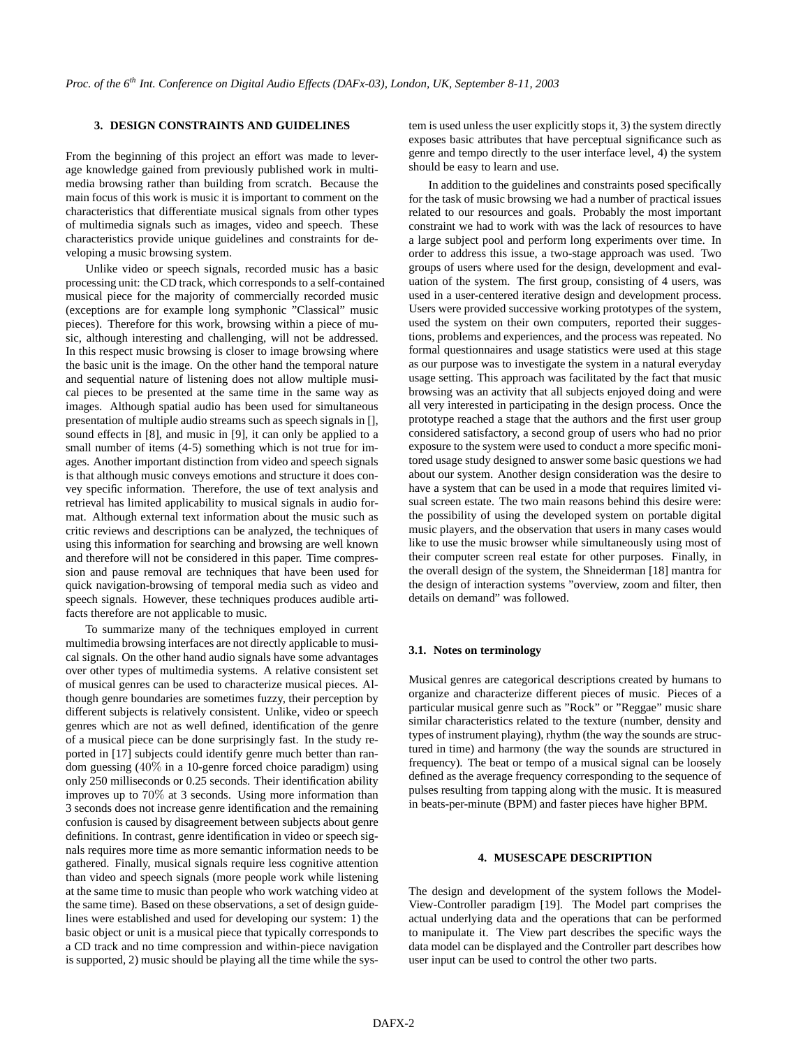## 3. DESIGN CONSTRAINTS AND GUIDELINES

From the beginning of this project an effort was made to leverage knowledge gained from previously published work in multimedia browsing rather than building from scratch. Because the main focus of this work is music it is important to comment on the characteristics that differentiate musical signals from other types of multimedia signals such as images, video and speech. These characteristics provide unique guidelines and constraints for developing a music browsing system.

Unlike video or speech signals, recorded music has a basic processing unit: the CD track, which corresponds to a self-contained musical piece for the majority of commercially recorded music (exceptions are for example long symphonic "Classical" music pieces). Therefore for this work, browsing within a piece of music, although interesting and challenging, will not be addressed. In this respect music browsing is closer to image browsing where the basic unit is the image. On the other hand the temporal nature and sequential nature of listening does not allow multiple musical pieces to be presented at the same time in the same way as images. Although spatial audio has been used for simultaneous presentation of multiple audio streams such as speech signals in [], sound effects in [8], and music in [9], it can only be applied to a small number of items (4-5) something which is not true for images. Another important distinction from video and speech signals is that although music conveys emotions and structure it does convey specific information. Therefore, the use of text analysis and retrieval has limited applicability to musical signals in audio format. Although external text information about the music such as critic reviews and descriptions can be analyzed, the techniques of using this information for searching and browsing are well known and therefore will not be considered in this paper. Time compression and pause removal are techniques that have been used for quick navigation-browsing of temporal media such as video and speech signals. However, these techniques produces audible artifacts therefore are not applicable to music.

To summarize many of the techniques employed in current multimedia browsing interfaces are not directly applicable to musical signals. On the other hand audio signals have some advantages over other types of multimedia systems. A relative consistent set of musical genres can be used to characterize musical pieces. Although genre boundaries are sometimes fuzzy, their perception by different subjects is relatively consistent. Unlike, video or speech genres which are not as well defined, identification of the genre of a musical piece can be done surprisingly fast. In the study reported in [17] subjects could identify genre much better than random guessing ($40\%$ in a 10-genre forced choice paradigm) using only 250 milliseconds or 0.25 seconds. Their identification ability improves up to $70\%$ at 3 seconds. Using more information than 3 seconds does not increase genre identification and the remaining confusion is caused by disagreement between subjects about genre definitions. In contrast, genre identification in video or speech signals requires more time as more semantic information needs to be gathered. Finally, musical signals require less cognitive attention than video and speech signals (more people work while listening at the same time to music than people who work watching video at the same time). Based on these observations, a set of design guidelines were established and used for developing our system: 1) the basic object or unit is a musical piece that typically corresponds to a CD track and no time compression and within-piece navigation is supported, 2) music should be playing all the time while the system is used unless the user explicitly stops it, 3) the system directly exposes basic attributes that have perceptual significance such as genre and tempo directly to the user interface level, 4) the system should be easy to learn and use.

In addition to the guidelines and constraints posed specifically for the task of music browsing we had a number of practical issues related to our resources and goals. Probably the most important constraint we had to work with was the lack of resources to have a large subject pool and perform long experiments over time. In order to address this issue, a two-stage approach was used. Two groups of users where used for the design, development and evaluation of the system. The first group, consisting of 4 users, was used in a user-centered iterative design and development process. Users were provided successive working prototypes of the system, used the system on their own computers, reported their suggestions, problems and experiences, and the process was repeated. No formal questionnaires and usage statistics were used at this stage as our purpose was to investigate the system in a natural everyday usage setting. This approach was facilitated by the fact that music browsing was an activity that all subjects enjoyed doing and were all very interested in participating in the design process. Once the prototype reached a stage that the authors and the first user group considered satisfactory, a second group of users who had no prior exposure to the system were used to conduct a more specific monitored usage study designed to answer some basic questions we had about our system. Another design consideration was the desire to have a system that can be used in a mode that requires limited visual screen estate. The two main reasons behind this desire were: the possibility of using the developed system on portable digital music players, and the observation that users in many cases would like to use the music browser while simultaneously using most of their computer screen real estate for other purposes. Finally, in the overall design of the system, the Shneiderman [18] mantra for the design of interaction systems "overview, zoom and filter, then details on demand" was followed.

### 3.1. Notes on terminology

Musical genres are categorical descriptions created by humans to organize and characterize different pieces of music. Pieces of a particular musical genre such as "Rock" or "Reggae" music share similar characteristics related to the texture (number, density and types of instrument playing), rhythm (the way the sounds are structured in time) and harmony (the way the sounds are structured in frequency). The beat or tempo of a musical signal can be loosely defined as the average frequency corresponding to the sequence of pulses resulting from tapping along with the music. It is measured in beats-per-minute (BPM) and faster pieces have higher BPM.

## 4. MUSESCAPE DESCRIPTION

The design and development of the system follows the Model-View-Controller paradigm [19]. The Model part comprises the actual underlying data and the operations that can be performed to manipulate it. The View part describes the specific ways the data model can be displayed and the Controller part describes how user input can be used to control the other two parts.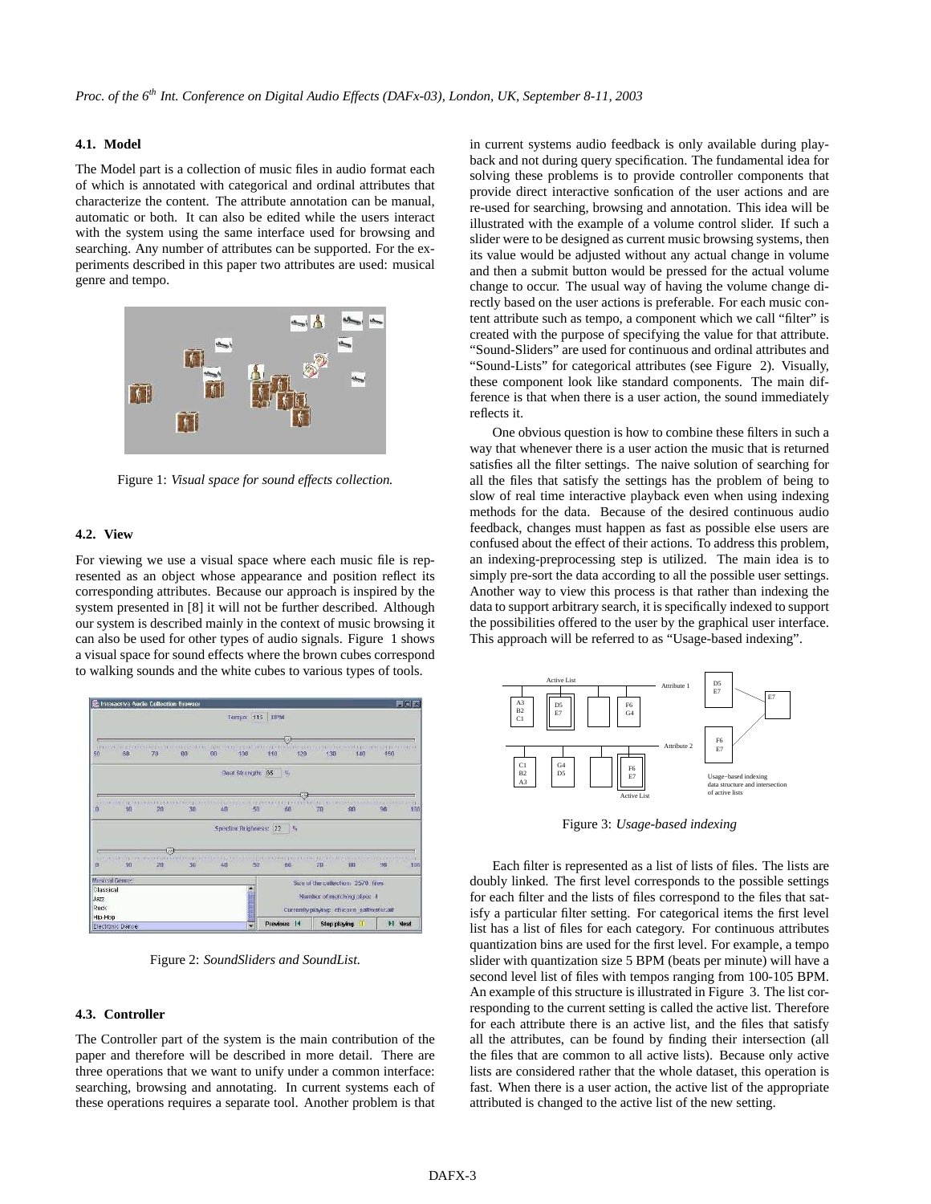### 4.1. Model

The Model part is a collection of music files in audio format each of which is annotated with categorical and ordinal attributes that characterize the content. The attribute annotation can be manual, automatic or both. It can also be edited while the users interact with the system using the same interface used for browsing and searching. Any number of attributes can be supported. For the experiments described in this paper two attributes are used: musical genre and tempo.

Figure 1: *Visual space for sound effects collection.*

### 4.2. View

For viewing we use a visual space where each music file is represented as an object whose appearance and position reflect its corresponding attributes. Because our approach is inspired by the system presented in [8] it will not be further described. Although our system is described mainly in the context of music browsing it can also be used for other types of audio signals. Figure 1 shows a visual space for sound effects where the brown cubes correspond to walking sounds and the white cubes to various types of tools.

Figure 2: *SoundSliders and SoundList.*

### 4.3. Controller

The Controller part of the system is the main contribution of the paper and therefore will be described in more detail. There are three operations that we want to unify under a common interface: searching, browsing and annotating. In current systems each of these operations requires a separate tool. Another problem is that in current systems audio feedback is only available during playback and not during query specification. The fundamental idea for solving these problems is to provide controller components that provide direct interactive sonfication of the user actions and are re-used for searching, browsing and annotation. This idea will be illustrated with the example of a volume control slider. If such a slider were to be designed as current music browsing systems, then its value would be adjusted without any actual change in volume and then a submit button would be pressed for the actual volume change to occur. The usual way of having the volume change directly based on the user actions is preferable. For each music content attribute such as tempo, a component which we call "filter" is created with the purpose of specifying the value for that attribute. "Sound-Sliders" are used for continuous and ordinal attributes and "Sound-Lists" for categorical attributes (see Figure 2). Visually, these component look like standard components. The main difference is that when there is a user action, the sound immediately reflects it.

One obvious question is how to combine these filters in such a way that whenever there is a user action the music that is returned satisfies all the filter settings. The naive solution of searching for all the files that satisfy the settings has the problem of being to slow of real time interactive playback even when using indexing methods for the data. Because of the desired continuous audio feedback, changes must happen as fast as possible else users are confused about the effect of their actions. To address this problem, an indexing-preprocessing step is utilized. The main idea is to simply pre-sort the data according to all the possible user settings. Another way to view this process is that rather than indexing the data to support arbitrary search, it is specifically indexed to support the possibilities offered to the user by the graphical user interface. This approach will be referred to as "Usage-based indexing".

Figure 3: *Usage-based indexing*

Each filter is represented as a list of lists of files. The lists are doubly linked. The first level corresponds to the possible settings for each filter and the lists of files correspond to the files that satisfy a particular filter setting. For categorical items the first level list has a list of files for each category. For continuous attributes quantization bins are used for the first level. For example, a tempo slider with quantization size 5 BPM (beats per minute) will have a second level list of files with tempos ranging from 100-105 BPM. An example of this structure is illustrated in Figure 3. The list corresponding to the current setting is called the active list. Therefore for each attribute there is an active list, and the files that satisfy all the attributes, can be found by finding their intersection (all the files that are common to all active lists). Because only active lists are considered rather that the whole dataset, this operation is fast. When there is a user action, the active list of the appropriate attributed is changed to the active list of the new setting.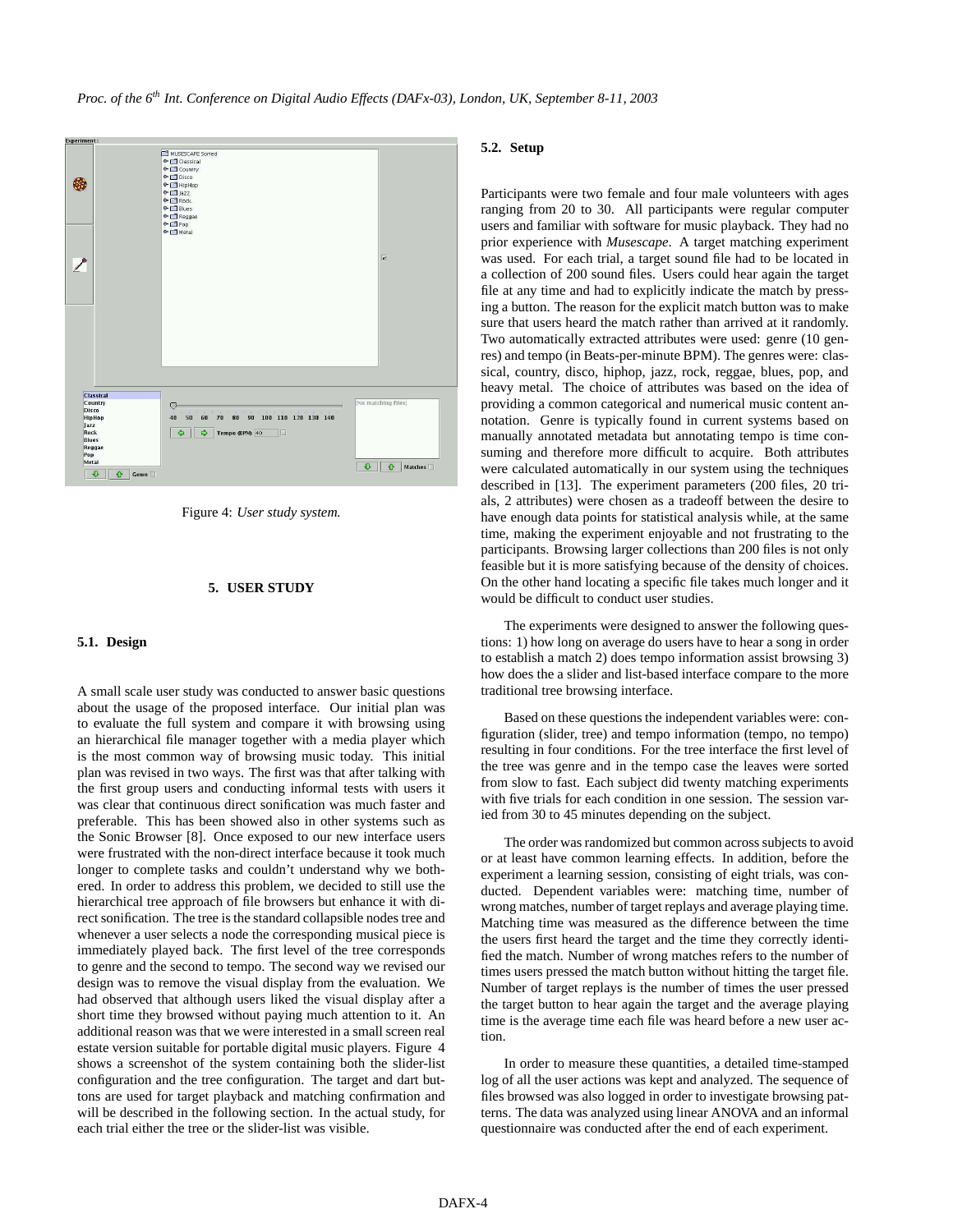Figure 4: *User study system.*

## 5. USER STUDY

### 5.1. Design

A small scale user study was conducted to answer basic questions about the usage of the proposed interface. Our initial plan was to evaluate the full system and compare it with browsing using an hierarchical file manager together with a media player which is the most common way of browsing music today. This initial plan was revised in two ways. The first was that after talking with the first group users and conducting informal tests with users it was clear that continuous direct sonification was much faster and preferable. This has been showed also in other systems such as the Sonic Browser [8]. Once exposed to our new interface users were frustrated with the non-direct interface because it took much longer to complete tasks and couldn't understand why we bothered. In order to address this problem, we decided to still use the hierarchical tree approach of file browsers but enhance it with direct sonification. The tree is the standard collapsible nodes tree and whenever a user selects a node the corresponding musical piece is immediately played back. The first level of the tree corresponds to genre and the second to tempo. The second way we revised our design was to remove the visual display from the evaluation. We had observed that although users liked the visual display after a short time they browsed without paying much attention to it. An additional reason was that we were interested in a small screen real estate version suitable for portable digital music players. Figure 4 shows a screenshot of the system containing both the slider-list configuration and the tree configuration. The target and dart buttons are used for target playback and matching confirmation and will be described in the following section. In the actual study, for each trial either the tree or the slider-list was visible.

### 5.2. Setup

Participants were two female and four male volunteers with ages ranging from 20 to 30. All participants were regular computer users and familiar with software for music playback. They had no prior experience with *Musescape*. A target matching experiment was used. For each trial, a target sound file had to be located in a collection of 200 sound files. Users could hear again the target file at any time and had to explicitly indicate the match by pressing a button. The reason for the explicit match button was to make sure that users heard the match rather than arrived at it randomly. Two automatically extracted attributes were used: genre (10 genres) and tempo (in Beats-per-minute BPM). The genres were: classical, country, disco, hiphop, jazz, rock, reggae, blues, pop, and heavy metal. The choice of attributes was based on the idea of providing a common categorical and numerical music content annotation. Genre is typically found in current systems based on manually annotated metadata but annotating tempo is time consuming and therefore more difficult to acquire. Both attributes were calculated automatically in our system using the techniques described in [13]. The experiment parameters (200 files, 20 trials, 2 attributes) were chosen as a tradeoff between the desire to have enough data points for statistical analysis while, at the same time, making the experiment enjoyable and not frustrating to the participants. Browsing larger collections than 200 files is not only feasible but it is more satisfying because of the density of choices. On the other hand locating a specific file takes much longer and it would be difficult to conduct user studies.

The experiments were designed to answer the following questions: 1) how long on average do users have to hear a song in order to establish a match 2) does tempo information assist browsing 3) how does the a slider and list-based interface compare to the more traditional tree browsing interface.

Based on these questions the independent variables were: configuration (slider, tree) and tempo information (tempo, no tempo) resulting in four conditions. For the tree interface the first level of the tree was genre and in the tempo case the leaves were sorted from slow to fast. Each subject did twenty matching experiments with five trials for each condition in one session. The session varied from 30 to 45 minutes depending on the subject.

The order was randomized but common across subjects to avoid or at least have common learning effects. In addition, before the experiment a learning session, consisting of eight trials, was conducted. Dependent variables were: matching time, number of wrong matches, number of target replays and average playing time. Matching time was measured as the difference between the time the users first heard the target and the time they correctly identified the match. Number of wrong matches refers to the number of times users pressed the match button without hitting the target file. Number of target replays is the number of times the user pressed the target button to hear again the target and the average playing time is the average time each file was heard before a new user action.

In order to measure these quantities, a detailed time-stamped log of all the user actions was kept and analyzed. The sequence of files browsed was also logged in order to investigate browsing patterns. The data was analyzed using linear ANOVA and an informal questionnaire was conducted after the end of each experiment.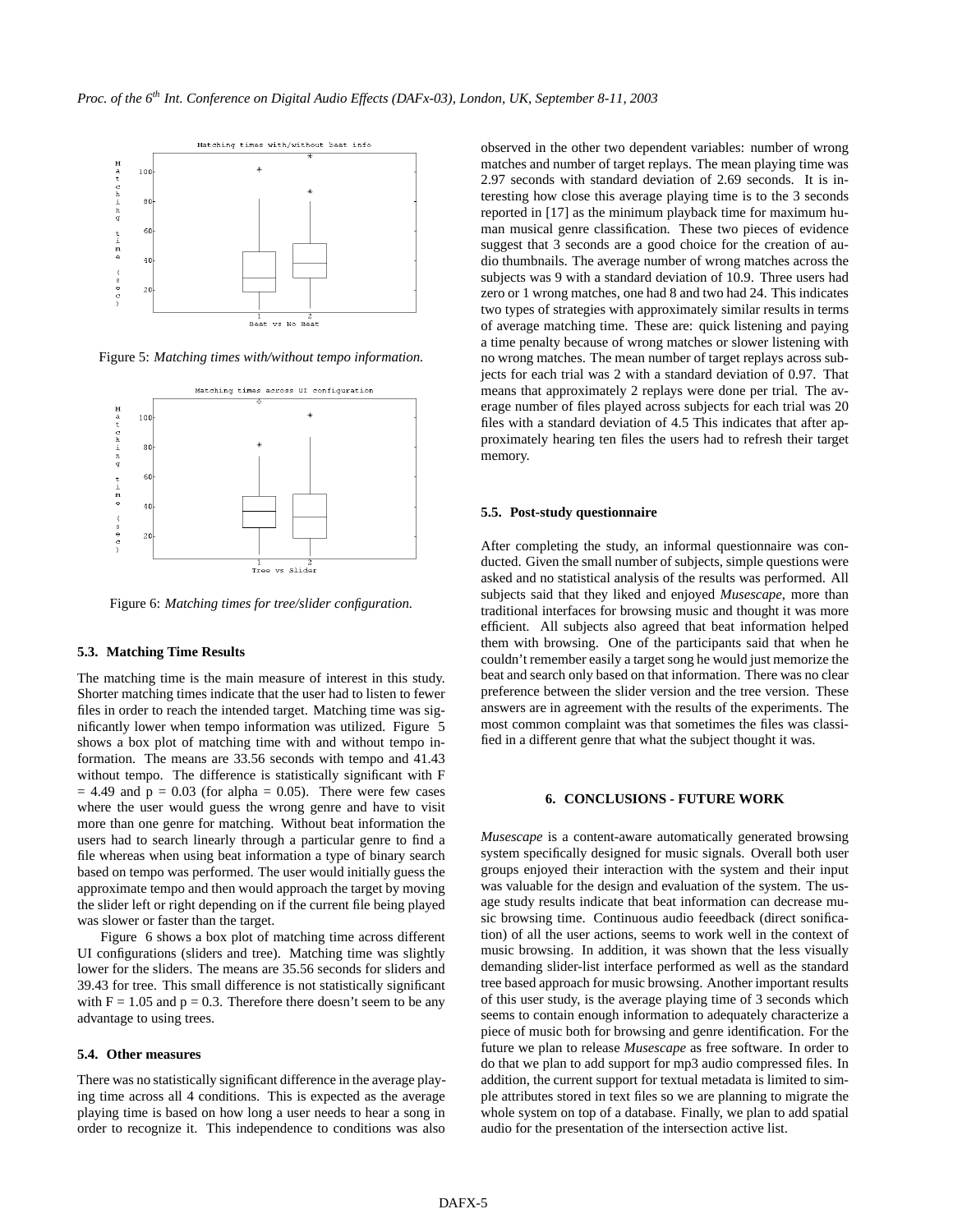Figure 5: *Matching times with/without tempo information.*

Figure 6: *Matching times for tree/slider configuration.*

### 5.3. Matching Time Results

The matching time is the main measure of interest in this study. Shorter matching times indicate that the user had to listen to fewer files in order to reach the intended target. Matching time was significantly lower when tempo information was utilized. Figure 5 shows a box plot of matching time with and without tempo information. The means are 33.56 seconds with tempo and 41.43 without tempo. The difference is statistically significant with $F = 4.49$ and $p = 0.03$ (for $\alpha = 0.05$). There were few cases where the user would guess the wrong genre and have to visit more than one genre for matching. Without beat information the users had to search linearly through a particular genre to find a file whereas when using beat information a type of binary search based on tempo was performed. The user would initially guess the approximate tempo and then would approach the target by moving the slider left or right depending on if the current file being played was slower or faster than the target.

Figure 6 shows a box plot of matching time across different UI configurations (sliders and tree). Matching time was slightly lower for the sliders. The means are 35.56 seconds for sliders and 39.43 for tree. This small difference is not statistically significant with $F = 1.05$ and $p = 0.3$. Therefore there doesn't seem to be any advantage to using trees.

### 5.4. Other measures

There was no statistically significant difference in the average playing time across all 4 conditions. This is expected as the average playing time is based on how long a user needs to hear a song in order to recognize it. This independence to conditions was also observed in the other two dependent variables: number of wrong matches and number of target replays. The mean playing time was 2.97 seconds with standard deviation of 2.69 seconds. It is interesting how close this average playing time is to the 3 seconds reported in [17] as the minimum playback time for maximum human musical genre classification. These two pieces of evidence suggest that 3 seconds are a good choice for the creation of audio thumbnails. The average number of wrong matches across the subjects was 9 with a standard deviation of 10.9. Three users had zero or 1 wrong matches, one had 8 and two had 24. This indicates two types of strategies with approximately similar results in terms of average matching time. These are: quick listening and paying a time penalty because of wrong matches or slower listening with no wrong matches. The mean number of target replays across subjects for each trial was 2 with a standard deviation of 0.97. That means that approximately 2 replays were done per trial. The average number of files played across subjects for each trial was 20 files with a standard deviation of 4.5 This indicates that after approximately hearing ten files the users had to refresh their target memory.

### 5.5. Post-study questionnaire

After completing the study, an informal questionnaire was conducted. Given the small number of subjects, simple questions were asked and no statistical analysis of the results was performed. All subjects said that they liked and enjoyed *Musescape*, more than traditional interfaces for browsing music and thought it was more efficient. All subjects also agreed that beat information helped them with browsing. One of the participants said that when he couldn't remember easily a target song he would just memorize the beat and search only based on that information. There was no clear preference between the slider version and the tree version. These answers are in agreement with the results of the experiments. The most common complaint was that sometimes the files was classified in a different genre that what the subject thought it was.

## 6. CONCLUSIONS - FUTURE WORK

*Musescape* is a content-aware automatically generated browsing system specifically designed for music signals. Overall both user groups enjoyed their interaction with the system and their input was valuable for the design and evaluation of the system. The usage study results indicate that beat information can decrease music browsing time. Continuous audio feeedback (direct sonification) of all the user actions, seems to work well in the context of music browsing. In addition, it was shown that the less visually demanding slider-list interface performed as well as the standard tree based approach for music browsing. Another important results of this user study, is the average playing time of 3 seconds which seems to contain enough information to adequately characterize a piece of music both for browsing and genre identification. For the future we plan to release *Musescape* as free software. In order to do that we plan to add support for mp3 audio compressed files. In addition, the current support for textual metadata is limited to simple attributes stored in text files so we are planning to migrate the whole system on top of a database. Finally, we plan to add spatial audio for the presentation of the intersection active list.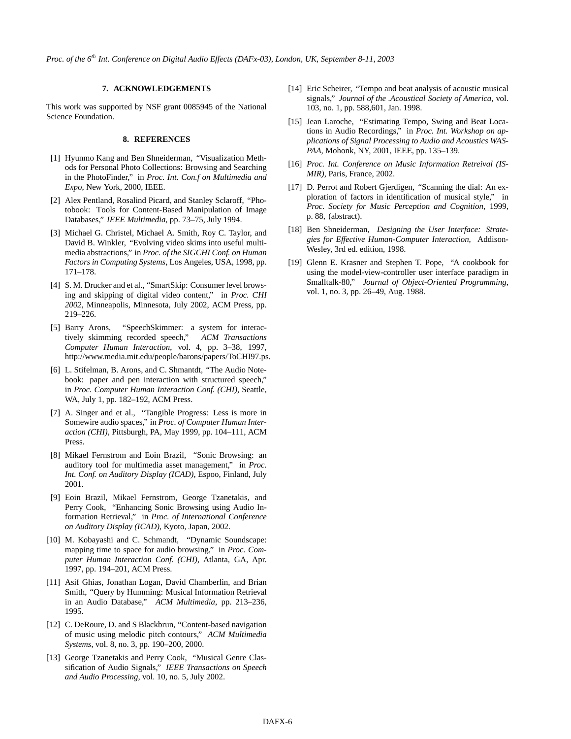## 7. ACKNOWLEDGEMENTS

This work was supported by NSF grant 0085945 of the National Science Foundation.

## 8. REFERENCES

[1] Hyunmo Kang and Ben Shneiderman, "Visualization Methods for Personal Photo Collections: Browsing and Searching in the PhotoFinder," in *Proc. Int. Con.f on Multimedia and Expo*, New York, 2000, IEEE.

[2] Alex Pentland, Rosalind Picard, and Stanley Sclaroff, "Photobook: Tools for Content-Based Manipulation of Image Databases," *IEEE Multimedia*, pp. 73–75, July 1994.

[3] Michael G. Christel, Michael A. Smith, Roy C. Taylor, and David B. Winkler, "Evolving video skims into useful multimedia abstractions," in *Proc. of the SIGCHI Conf. on Human Factors in Computing Systems*, Los Angeles, USA, 1998, pp. 171–178.

[4] S. M. Drucker and et al., "SmartSkip: Consumer level browsing and skipping of digital video content," in *Proc. CHI 2002*, Minneapolis, Minnesota, July 2002, ACM Press, pp. 219–226.

[5] Barry Arons, "SpeechSkimmer: a system for interactively skimming recorded speech," *ACM Transactions Computer Human Interaction*, vol. 4, pp. 3–38, 1997, http://www.media.mit.edu/people/barons/papers/ToCHI97.ps.

[6] L. Stifelman, B. Arons, and C. Shmantdt, "The Audio Notebook: paper and pen interaction with structured speech," in *Proc. Computer Human Interaction Conf. (CHI)*, Seattle, WA, July 1, pp. 182–192, ACM Press.

[7] A. Singer and et al., "Tangible Progress: Less is more in Somewire audio spaces," in *Proc. of Computer Human Interaction (CHI)*, Pittsburgh, PA, May 1999, pp. 104–111, ACM Press.

[8] Mikael Fernstrom and Eoin Brazil, "Sonic Browsing: an auditory tool for multimedia asset management," in *Proc. Int. Conf. on Auditory Display (ICAD)*, Espoo, Finland, July 2001.

[9] Eoin Brazil, Mikael Fernstrom, George Tzanetakis, and Perry Cook, "Enhancing Sonic Browsing using Audio Information Retrieval," in *Proc. of International Conference on Auditory Display (ICAD)*, Kyoto, Japan, 2002.

[10] M. Kobayashi and C. Schmandt, "Dynamic Soundscape: mapping time to space for audio browsing," in *Proc. Computer Human Interaction Conf. (CHI)*, Atlanta, GA, Apr. 1997, pp. 194–201, ACM Press.

[11] Asif Ghias, Jonathan Logan, David Chamberlin, and Brian Smith, "Query by Humming: Musical Information Retrieval in an Audio Database," *ACM Multimedia*, pp. 213–236, 1995.

[12] C. DeRoure, D. and S Blackbrun, "Content-based navigation of music using melodic pitch contours," *ACM Multimedia Systems*, vol. 8, no. 3, pp. 190–200, 2000.

[13] George Tzanetakis and Perry Cook, "Musical Genre Classification of Audio Signals," *IEEE Transactions on Speech and Audio Processing*, vol. 10, no. 5, July 2002.

[14] Eric Scheirer, "Tempo and beat analysis of acoustic musical signals," *Journal of the .Acoustical Society of America*, vol. 103, no. 1, pp. 588,601, Jan. 1998.

[15] Jean Laroche, "Estimating Tempo, Swing and Beat Locations in Audio Recordings," in *Proc. Int. Workshop on applications of Signal Processing to Audio and Acoustics WASPAA*, Mohonk, NY, 2001, IEEE, pp. 135–139.

[16] *Proc. Int. Conference on Music Information Retreival (ISMIR)*, Paris, France, 2002.

[17] D. Perrot and Robert Gjerdigen, "Scanning the dial: An exploration of factors in identification of musical style," in *Proc. Society for Music Perception and Cognition*, 1999, p. 88, (abstract).

[18] Ben Shneiderman, *Designing the User Interface: Strategies for Effective Human-Computer Interaction*, Addison-Wesley, 3rd ed. edition, 1998.

[19] Glenn E. Krasner and Stephen T. Pope, "A cookbook for using the model-view-controller user interface paradigm in Smalltalk-80," *Journal of Object-Oriented Programming*, vol. 1, no. 3, pp. 26–49, Aug. 1988.